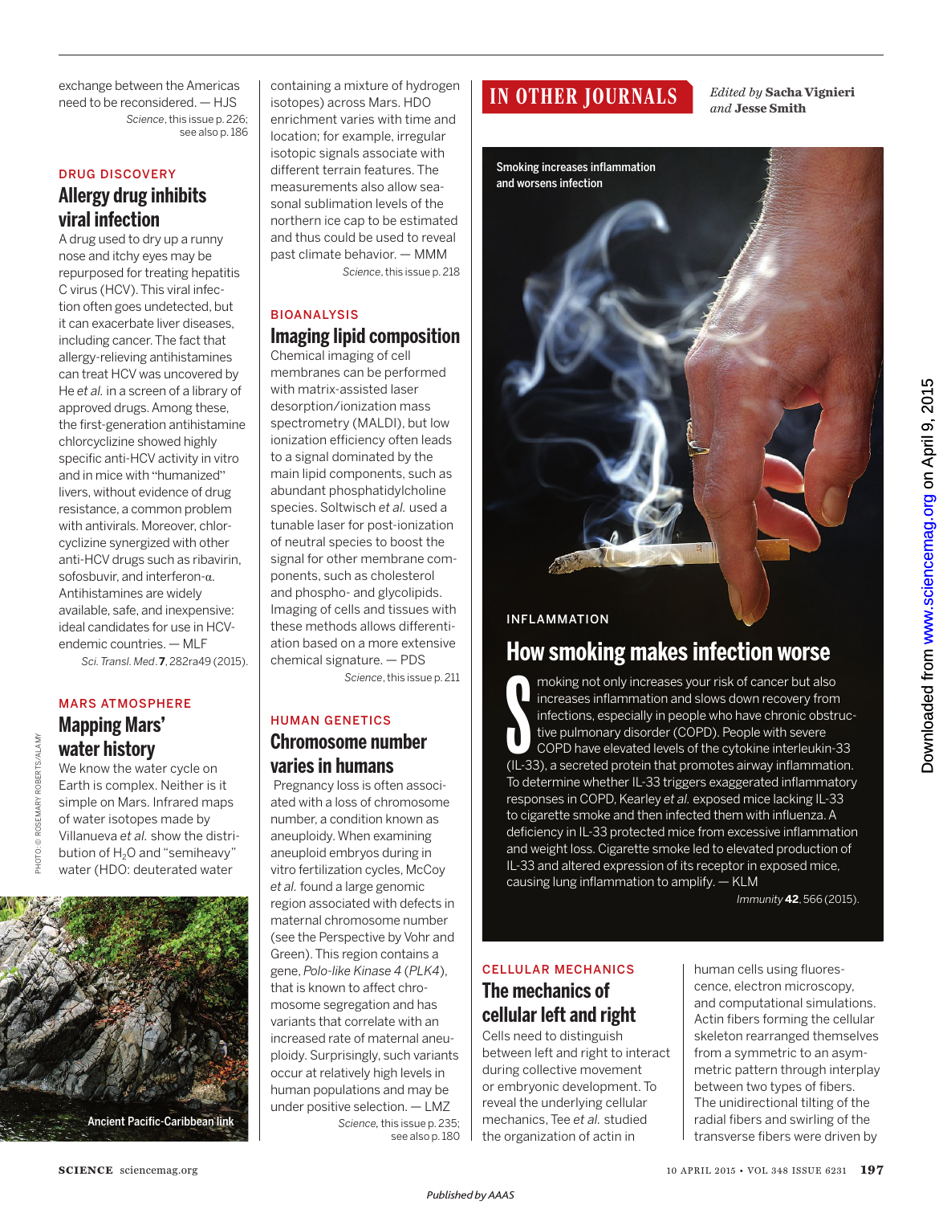exchange between the Americas need to be reconsidered. — HJS

*Science*, this issue p. 226; see also p. 186

DRUG DISCOVERY

## Allergy drug inhibits viral infection

A drug used to dry up a runny nose and itchy eyes may be repurposed for treating hepatitis C virus (HCV). This viral infection often goes undetected, but it can exacerbate liver diseases, including cancer. The fact that allergy-relieving antihistamines can treat HCV was uncovered by He *et al.* in a screen of a library of approved drugs. Among these, the first-generation antihistamine chlorcyclizine showed highly specific anti-HCV activity in vitro and in mice with "humanized" livers, without evidence of drug resistance, a common problem with antivirals. Moreover, chlorcyclizine synergized with other anti-HCV drugs such as ribavirin, sofosbuvir, and interferon-α. Antihistamines are widely available, safe, and inexpensive: ideal candidates for use in HCV-endemic countries. — MLF

*Sci. Transl. Med.* **7**, 282ra49 (2015).

MARS ATMOSPHERE

## Mapping Mars' water history

We know the water cycle on Earth is complex. Neither is it simple on Mars. Infrared maps of water isotopes made by Villanueva *et al.* show the distribution of $H_2O$ and "semiheavy" water (HDO: deuterated water containing a mixture of hydrogen isotopes) across Mars. HDO enrichment varies with time and location; for example, irregular isotopic signals associate with different terrain features. The measurements also allow seasonal sublimation levels of the northern ice cap to be estimated and thus could be used to reveal past climate behavior. — MMM

*Science*, this issue p. 218

Ancient Pacific-Caribbean link

BIOANALYSIS

## Imaging lipid composition

Chemical imaging of cell membranes can be performed with matrix-assisted laser desorption/ionization mass spectrometry (MALDI), but low ionization efficiency often leads to a signal dominated by the main lipid components, such as abundant phosphatidylcholine species. Soltwisch *et al.* used a tunable laser for post-ionization of neutral species to boost the signal for other membrane components, such as cholesterol and phospho- and glycolipids. Imaging of cells and tissues with these methods allows differentiation based on a more extensive chemical signature. — PDS

*Science*, this issue p. 211

HUMAN GENETICS

## Chromosome number varies in humans

Pregnancy loss is often associated with a loss of chromosome number, a condition known as aneuploidy. When examining aneuploid embryos during in vitro fertilization cycles, McCoy *et al.* found a large genomic region associated with defects in maternal chromosome number (see the Perspective by Vohr and Green). This region contains a gene, *Polo-like Kinase 4* (*PLK4*), that is known to affect chromosome segregation and has variants that correlate with an increased rate of maternal aneuploidy. Surprisingly, such variants occur at relatively high levels in human populations and may be under positive selection. — LMZ

*Science*, this issue p. 235; see also p. 180

# IN OTHER JOURNALS

*Edited by* **Sacha Vignieri** *and* **Jesse Smith**

Smoking increases inflammation and worsens infection

INFLAMMATION

## How smoking makes infection worse

Smoking not only increases your risk of cancer but also increases inflammation and slows down recovery from infections, especially in people who have chronic obstructive pulmonary disorder (COPD). People with severe COPD have elevated levels of the cytokine interleukin-33 (IL-33), a secreted protein that promotes airway inflammation. To determine whether IL-33 triggers exaggerated inflammatory responses in COPD, Kearley *et al.* exposed mice lacking IL-33 to cigarette smoke and then infected them with influenza. A deficiency in IL-33 protected mice from excessive inflammation and weight loss. Cigarette smoke led to elevated production of IL-33 and altered expression of its receptor in exposed mice, causing lung inflammation to amplify. — KLM

*Immunity* **42**, 566 (2015).

CELLULAR MECHANICS

## The mechanics of cellular left and right

Cells need to distinguish between left and right to interact during collective movement or embryonic development. To reveal the underlying cellular mechanics, Tee *et al.* studied the organization of actin in human cells using fluorescence, electron microscopy, and computational simulations. Actin fibers forming the cellular skeleton rearranged themselves from a symmetric to an asymmetric pattern through interplay between two types of fibers. The unidirectional tilting of the radial fibers and swirling of the transverse fibers were driven by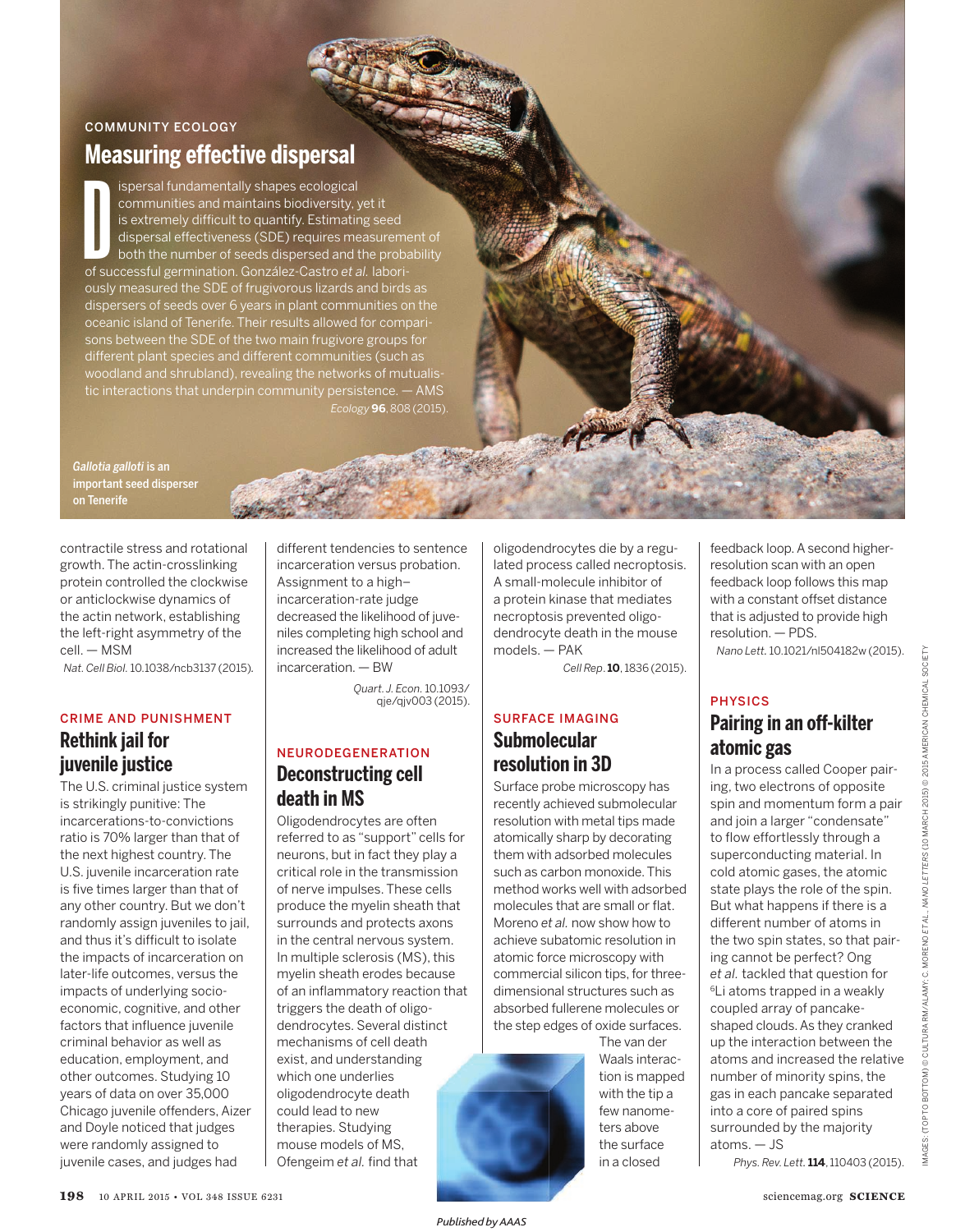COMMUNITY ECOLOGY

## Measuring effective dispersal

Dispersal fundamentally shapes ecological communities and maintains biodiversity, yet it is extremely difficult to quantify. Estimating seed dispersal effectiveness (SDE) requires measurement of both the number of seeds dispersed and the probability of successful germination. González-Castro *et al.* laboriously measured the SDE of frugivorous lizards and birds as dispersers of seeds over 6 years in plant communities on the oceanic island of Tenerife. Their results allowed for comparisons between the SDE of the two main frugivore groups for different plant species and different communities (such as woodland and shrubland), revealing the networks of mutualistic interactions that underpin community persistence. — AMS

*Ecology* **96**, 808 (2015).

***Gallotia galloti*** **is an important seed disperser on Tenerife**

contractile stress and rotational growth. The actin-crosslinking protein controlled the clockwise or anticlockwise dynamics of the actin network, establishing the left-right asymmetry of the cell. — MSM

*Nat. Cell Biol.* 10.1038/ncb3137 (2015).

CRIME AND PUNISHMENT

## Rethink jail for juvenile justice

The U.S. criminal justice system is strikingly punitive: The incarcerations-to-convictions ratio is 70% larger than that of the next highest country. The U.S. juvenile incarceration rate is five times larger than that of any other country. But we don't randomly assign juveniles to jail, and thus it's difficult to isolate the impacts of incarceration on later-life outcomes, versus the impacts of underlying socioeconomic, cognitive, and other factors that influence juvenile criminal behavior as well as education, employment, and other outcomes. Studying 10 years of data on over 35,000 Chicago juvenile offenders, Aizer and Doyle noticed that judges were randomly assigned to juvenile cases, and judges had different tendencies to sentence incarceration versus probation. Assignment to a high–incarceration-rate judge decreased the likelihood of juveniles completing high school and increased the likelihood of adult incarceration. — BW

*Quart. J. Econ.* 10.1093/qje/qjv003 (2015).

NEURODEGENERATION

## Deconstructing cell death in MS

Oligodendrocytes are often referred to as "support" cells for neurons, but in fact they play a critical role in the transmission of nerve impulses. These cells produce the myelin sheath that surrounds and protects axons in the central nervous system. In multiple sclerosis (MS), this myelin sheath erodes because of an inflammatory reaction that triggers the death of oligodendrocytes. Several distinct mechanisms of cell death exist, and understanding which one underlies oligodendrocyte death could lead to new therapies. Studying mouse models of MS, Ofengeim *et al.* find that oligodendrocytes die by a regulated process called necroptosis. A small-molecule inhibitor of a protein kinase that mediates necroptosis prevented oligodendrocyte death in the mouse models. — PAK

*Cell Rep.* **10**, 1836 (2015).

SURFACE IMAGING

## Submolecular resolution in 3D

Surface probe microscopy has recently achieved submolecular resolution with metal tips made atomically sharp by decorating them with adsorbed molecules such as carbon monoxide. This method works well with adsorbed molecules that are small or flat. Moreno *et al.* now show how to achieve subatomic resolution in atomic force microscopy with commercial silicon tips, for three-dimensional structures such as absorbed fullerene molecules or the step edges of oxide surfaces. The van der Waals interaction is mapped with the tip a few nanometers above the surface in a closed feedback loop. A second higher-resolution scan with an open feedback loop follows this map with a constant offset distance that is adjusted to provide high resolution. — PDS.

*Nano Lett.* 10.1021/nl504182w (2015).

PHYSICS

## Pairing in an off-kilter atomic gas

In a process called Cooper pairing, two electrons of opposite spin and momentum form a pair and join a larger "condensate" to flow effortlessly through a superconducting material. In cold atomic gases, the atomic state plays the role of the spin. But what happens if there is a different number of atoms in the two spin states, so that pairing cannot be perfect? Ong *et al.* tackled that question for $^6$Li atoms trapped in a weakly coupled array of pancake-shaped clouds. As they cranked up the interaction between the atoms and increased the relative number of minority spins, the gas in each pancake separated into a core of paired spins surrounded by the majority atoms. — JS

*Phys. Rev. Lett.* **114**, 110403 (2015).